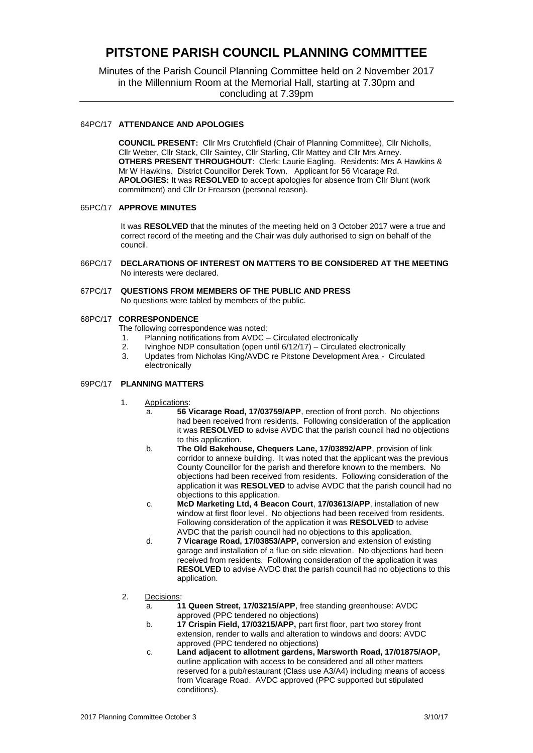# PITSTONE PARISH COUNCIL PLANNING COMMITTEE

Minutes of the Parish Council Planning Committee held on 2 November 2017 in the Millennium Room at the Memorial Hall, starting at 7.30pm and concluding at 7.39pm

## 64PC/17 ATTENDANCE AND APOLOGIES

**COUNCIL PRESENT:** Cllr Mrs Crutchfield (Chair of Planning Committee), Cllr Nicholls, Cllr Weber, Cllr Stack, Cllr Saintey, Cllr Starling, Cllr Mattey and Cllr Mrs Arney.
**OTHERS PRESENT THROUGHOUT**: Clerk: Laurie Eagling. Residents: Mrs A Hawkins & Mr W Hawkins. District Councillor Derek Town. Applicant for 56 Vicarage Rd.
**APOLOGIES:** It was **RESOLVED** to accept apologies for absence from Cllr Blunt (work commitment) and Cllr Dr Frearson (personal reason).

## 65PC/17 APPROVE MINUTES

It was **RESOLVED** that the minutes of the meeting held on 3 October 2017 were a true and correct record of the meeting and the Chair was duly authorised to sign on behalf of the council.

## 66PC/17 DECLARATIONS OF INTEREST ON MATTERS TO BE CONSIDERED AT THE MEETING

No interests were declared.

## 67PC/17 QUESTIONS FROM MEMBERS OF THE PUBLIC AND PRESS

No questions were tabled by members of the public.

## 68PC/17 CORRESPONDENCE

The following correspondence was noted:

1. Planning notifications from AVDC – Circulated electronically
2. Ivinghoe NDP consultation (open until 6/12/17) – Circulated electronically
3. Updates from Nicholas King/AVDC re Pitstone Development Area - Circulated electronically

## 69PC/17 PLANNING MATTERS

1. Applications:
   a. **56 Vicarage Road, 17/03759/APP**, erection of front porch. No objections had been received from residents. Following consideration of the application it was **RESOLVED** to advise AVDC that the parish council had no objections to this application.
   b. **The Old Bakehouse, Chequers Lane, 17/03892/APP**, provision of link corridor to annexe building. It was noted that the applicant was the previous County Councillor for the parish and therefore known to the members. No objections had been received from residents. Following consideration of the application it was **RESOLVED** to advise AVDC that the parish council had no objections to this application.
   c. **McD Marketing Ltd, 4 Beacon Court**, **17/03613/APP**, installation of new window at first floor level. No objections had been received from residents. Following consideration of the application it was **RESOLVED** to advise AVDC that the parish council had no objections to this application.
   d. **7 Vicarage Road, 17/03853/APP,** conversion and extension of existing garage and installation of a flue on side elevation. No objections had been received from residents. Following consideration of the application it was **RESOLVED** to advise AVDC that the parish council had no objections to this application.

2. Decisions:
   a. **11 Queen Street, 17/03215/APP**, free standing greenhouse: AVDC approved (PPC tendered no objections)
   b. **17 Crispin Field, 17/03215/APP,** part first floor, part two storey front extension, render to walls and alteration to windows and doors: AVDC approved (PPC tendered no objections)
   c. **Land adjacent to allotment gardens, Marsworth Road, 17/01875/AOP,** outline application with access to be considered and all other matters reserved for a pub/restaurant (Class use A3/A4) including means of access from Vicarage Road. AVDC approved (PPC supported but stipulated conditions).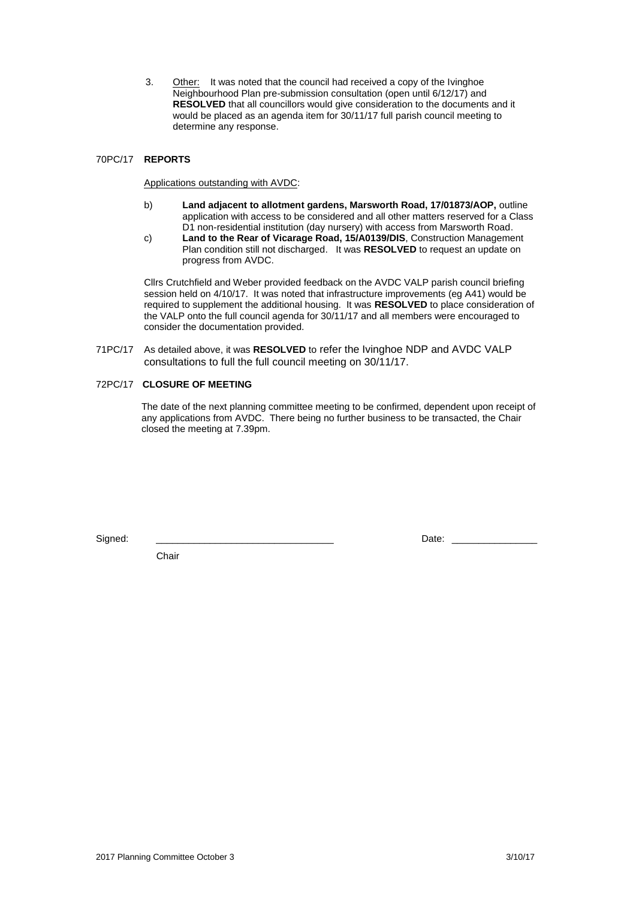3. Other: It was noted that the council had received a copy of the Ivinghoe Neighbourhood Plan pre-submission consultation (open until 6/12/17) and **RESOLVED** that all councillors would give consideration to the documents and it would be placed as an agenda item for 30/11/17 full parish council meeting to determine any response.

70PC/17 **REPORTS**

Applications outstanding with AVDC:

b) **Land adjacent to allotment gardens, Marsworth Road, 17/01873/AOP,** outline application with access to be considered and all other matters reserved for a Class D1 non-residential institution (day nursery) with access from Marsworth Road.

c) **Land to the Rear of Vicarage Road, 15/A0139/DIS**, Construction Management Plan condition still not discharged. It was **RESOLVED** to request an update on progress from AVDC.

Cllrs Crutchfield and Weber provided feedback on the AVDC VALP parish council briefing session held on 4/10/17. It was noted that infrastructure improvements (eg A41) would be required to supplement the additional housing. It was **RESOLVED** to place consideration of the VALP onto the full council agenda for 30/11/17 and all members were encouraged to consider the documentation provided.

71PC/17 As detailed above, it was **RESOLVED** to refer the Ivinghoe NDP and AVDC VALP consultations to full the full council meeting on 30/11/17.

72PC/17 **CLOSURE OF MEETING**

The date of the next planning committee meeting to be confirmed, dependent upon receipt of any applications from AVDC. There being no further business to be transacted, the Chair closed the meeting at 7.39pm.

Signed: \_\_\_\_\_\_\_\_\_\_\_\_\_\_\_\_\_\_\_\_\_\_\_\_\_\_\_\_\_\_\_\_ Date: \_\_\_\_\_\_\_\_\_\_\_\_\_\_\_\_

Chair